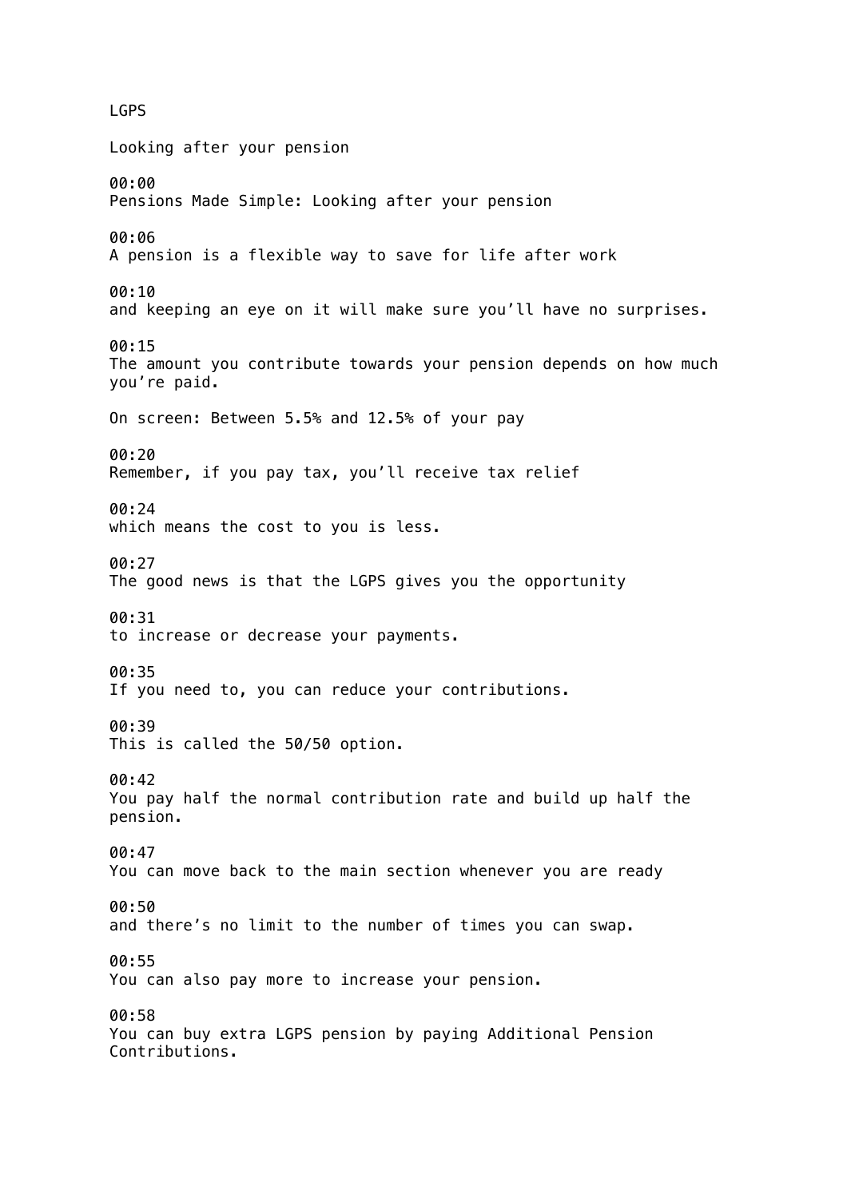LGPS

Looking after your pension

00:00
Pensions Made Simple: Looking after your pension

00:06
A pension is a flexible way to save for life after work

00:10
and keeping an eye on it will make sure you'll have no surprises.

00:15
The amount you contribute towards your pension depends on how much you're paid.

On screen: Between 5.5% and 12.5% of your pay

00:20
Remember, if you pay tax, you'll receive tax relief

00:24
which means the cost to you is less.

00:27
The good news is that the LGPS gives you the opportunity

00:31
to increase or decrease your payments.

00:35
If you need to, you can reduce your contributions.

00:39
This is called the 50/50 option.

00:42
You pay half the normal contribution rate and build up half the pension.

00:47
You can move back to the main section whenever you are ready

00:50
and there's no limit to the number of times you can swap.

00:55
You can also pay more to increase your pension.

00:58
You can buy extra LGPS pension by paying Additional Pension Contributions.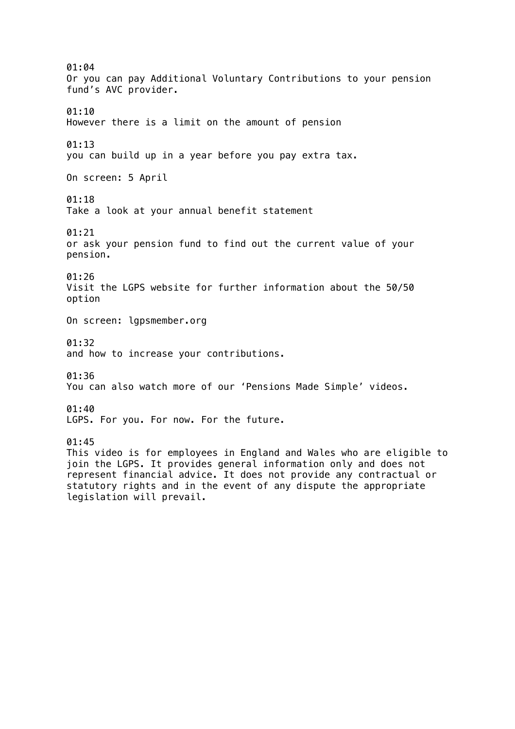01:04
Or you can pay Additional Voluntary Contributions to your pension fund's AVC provider.

01:10
However there is a limit on the amount of pension

01:13
you can build up in a year before you pay extra tax.

On screen: 5 April

01:18
Take a look at your annual benefit statement

01:21
or ask your pension fund to find out the current value of your pension.

01:26
Visit the LGPS website for further information about the 50/50 option

On screen: lgpsmember.org

01:32
and how to increase your contributions.

01:36
You can also watch more of our 'Pensions Made Simple' videos.

01:40
LGPS. For you. For now. For the future.

01:45
This video is for employees in England and Wales who are eligible to join the LGPS. It provides general information only and does not represent financial advice. It does not provide any contractual or statutory rights and in the event of any dispute the appropriate legislation will prevail.